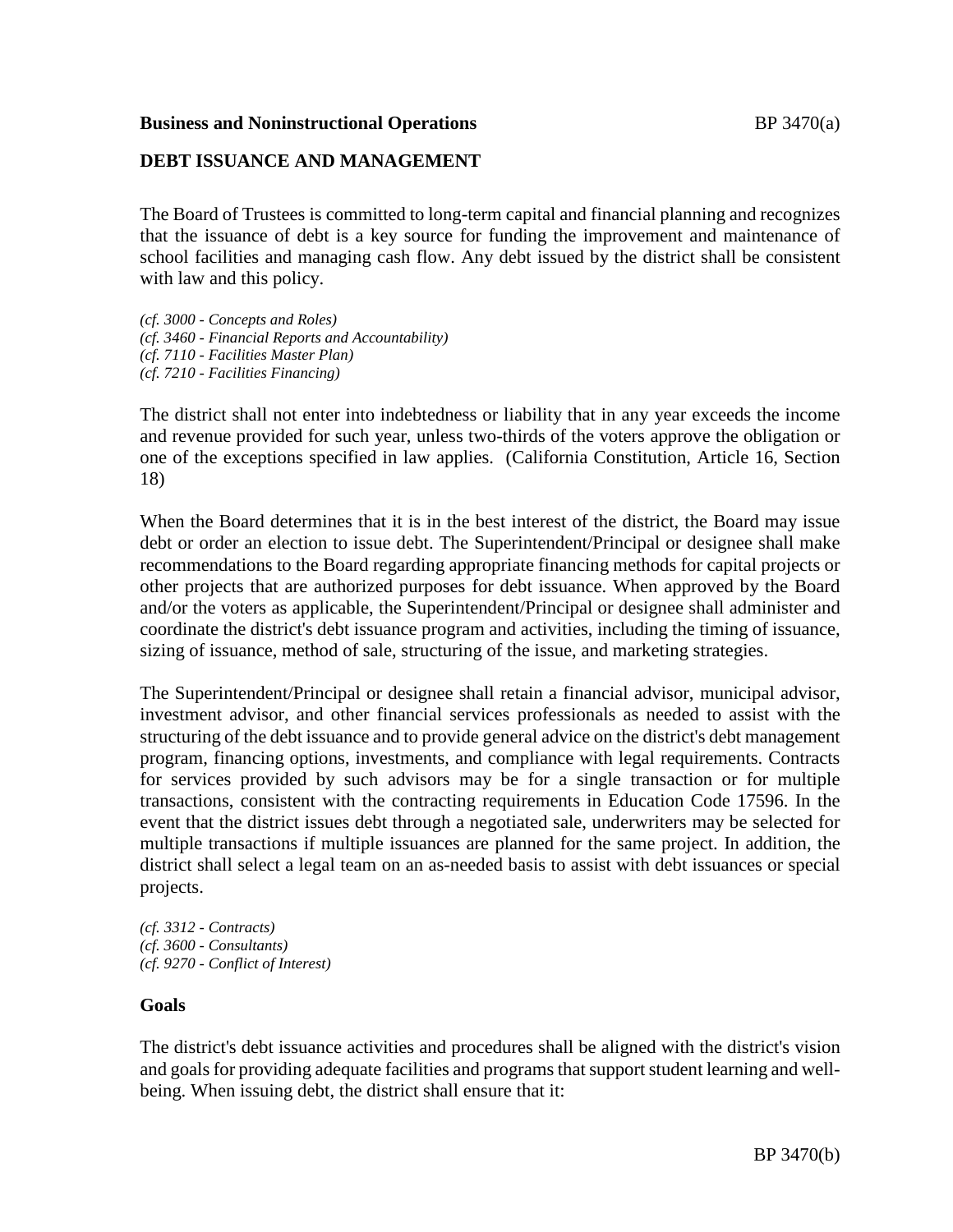**Business and Noninstructional Operations**

## DEBT ISSUANCE AND MANAGEMENT

The Board of Trustees is committed to long-term capital and financial planning and recognizes that the issuance of debt is a key source for funding the improvement and maintenance of school facilities and managing cash flow. Any debt issued by the district shall be consistent with law and this policy.

*(cf. 3000 - Concepts and Roles)*
*(cf. 3460 - Financial Reports and Accountability)*
*(cf. 7110 - Facilities Master Plan)*
*(cf. 7210 - Facilities Financing)*

The district shall not enter into indebtedness or liability that in any year exceeds the income and revenue provided for such year, unless two-thirds of the voters approve the obligation or one of the exceptions specified in law applies. (California Constitution, Article 16, Section 18)

When the Board determines that it is in the best interest of the district, the Board may issue debt or order an election to issue debt. The Superintendent/Principal or designee shall make recommendations to the Board regarding appropriate financing methods for capital projects or other projects that are authorized purposes for debt issuance. When approved by the Board and/or the voters as applicable, the Superintendent/Principal or designee shall administer and coordinate the district's debt issuance program and activities, including the timing of issuance, sizing of issuance, method of sale, structuring of the issue, and marketing strategies.

The Superintendent/Principal or designee shall retain a financial advisor, municipal advisor, investment advisor, and other financial services professionals as needed to assist with the structuring of the debt issuance and to provide general advice on the district's debt management program, financing options, investments, and compliance with legal requirements. Contracts for services provided by such advisors may be for a single transaction or for multiple transactions, consistent with the contracting requirements in Education Code 17596. In the event that the district issues debt through a negotiated sale, underwriters may be selected for multiple transactions if multiple issuances are planned for the same project. In addition, the district shall select a legal team on an as-needed basis to assist with debt issuances or special projects.

*(cf. 3312 - Contracts)*
*(cf. 3600 - Consultants)*
*(cf. 9270 - Conflict of Interest)*

### Goals

The district's debt issuance activities and procedures shall be aligned with the district's vision and goals for providing adequate facilities and programs that support student learning and well-being. When issuing debt, the district shall ensure that it: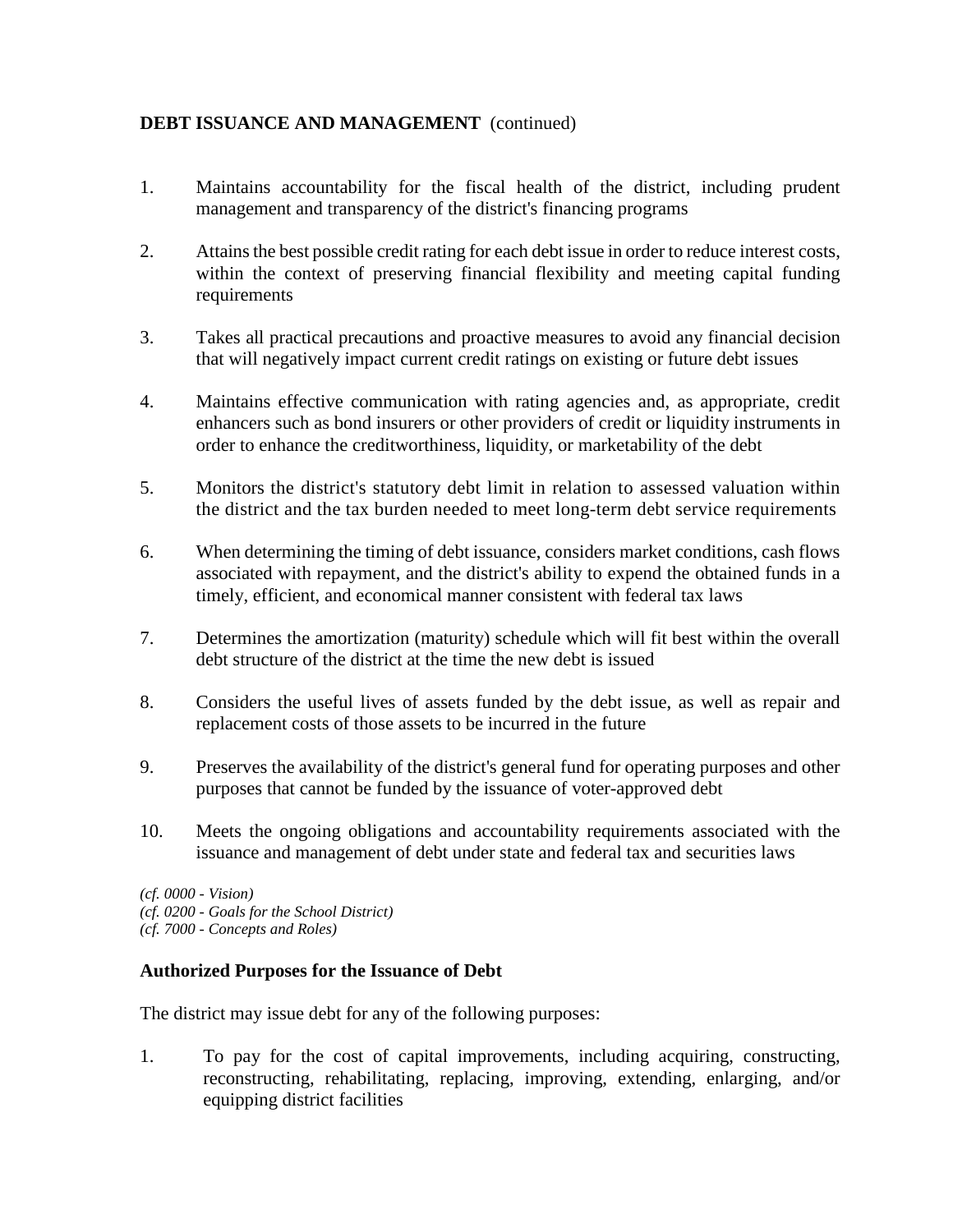**DEBT ISSUANCE AND MANAGEMENT** (continued)

1. Maintains accountability for the fiscal health of the district, including prudent management and transparency of the district's financing programs

2. Attains the best possible credit rating for each debt issue in order to reduce interest costs, within the context of preserving financial flexibility and meeting capital funding requirements

3. Takes all practical precautions and proactive measures to avoid any financial decision that will negatively impact current credit ratings on existing or future debt issues

4. Maintains effective communication with rating agencies and, as appropriate, credit enhancers such as bond insurers or other providers of credit or liquidity instruments in order to enhance the creditworthiness, liquidity, or marketability of the debt

5. Monitors the district's statutory debt limit in relation to assessed valuation within the district and the tax burden needed to meet long-term debt service requirements

6. When determining the timing of debt issuance, considers market conditions, cash flows associated with repayment, and the district's ability to expend the obtained funds in a timely, efficient, and economical manner consistent with federal tax laws

7. Determines the amortization (maturity) schedule which will fit best within the overall debt structure of the district at the time the new debt is issued

8. Considers the useful lives of assets funded by the debt issue, as well as repair and replacement costs of those assets to be incurred in the future

9. Preserves the availability of the district's general fund for operating purposes and other purposes that cannot be funded by the issuance of voter-approved debt

10. Meets the ongoing obligations and accountability requirements associated with the issuance and management of debt under state and federal tax and securities laws

*(cf. 0000 - Vision)*
*(cf. 0200 - Goals for the School District)*
*(cf. 7000 - Concepts and Roles)*

**Authorized Purposes for the Issuance of Debt**

The district may issue debt for any of the following purposes:

1. To pay for the cost of capital improvements, including acquiring, constructing, reconstructing, rehabilitating, replacing, improving, extending, enlarging, and/or equipping district facilities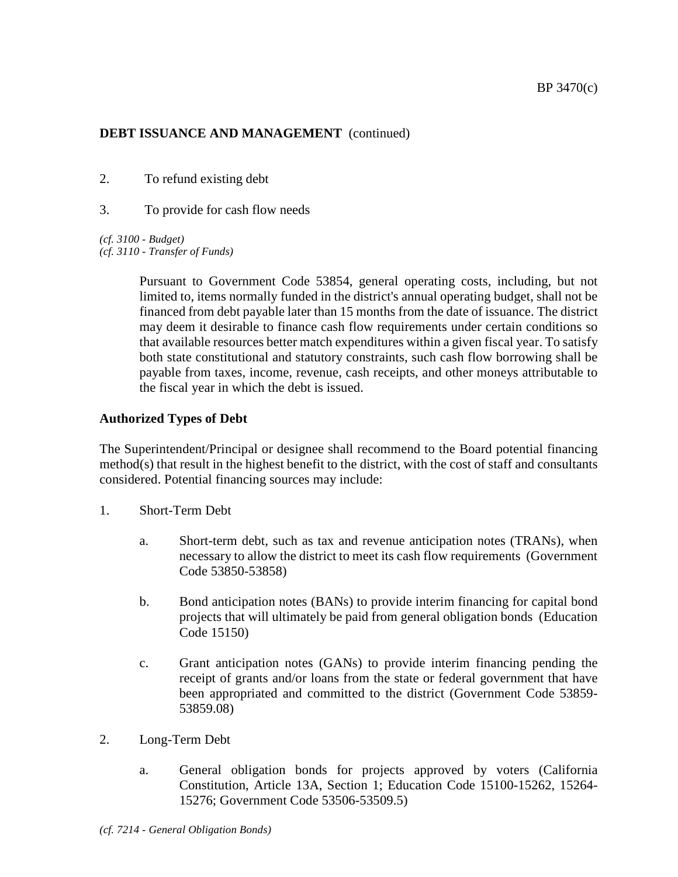**DEBT ISSUANCE AND MANAGEMENT** (continued)

2. To refund existing debt

3. To provide for cash flow needs

*(cf. 3100 - Budget)*
*(cf. 3110 - Transfer of Funds)*

> Pursuant to Government Code 53854, general operating costs, including, but not limited to, items normally funded in the district's annual operating budget, shall not be financed from debt payable later than 15 months from the date of issuance. The district may deem it desirable to finance cash flow requirements under certain conditions so that available resources better match expenditures within a given fiscal year. To satisfy both state constitutional and statutory constraints, such cash flow borrowing shall be payable from taxes, income, revenue, cash receipts, and other moneys attributable to the fiscal year in which the debt is issued.

**Authorized Types of Debt**

The Superintendent/Principal or designee shall recommend to the Board potential financing method(s) that result in the highest benefit to the district, with the cost of staff and consultants considered. Potential financing sources may include:

1. Short-Term Debt

   a. Short-term debt, such as tax and revenue anticipation notes (TRANs), when necessary to allow the district to meet its cash flow requirements (Government Code 53850-53858)

   b. Bond anticipation notes (BANs) to provide interim financing for capital bond projects that will ultimately be paid from general obligation bonds (Education Code 15150)

   c. Grant anticipation notes (GANs) to provide interim financing pending the receipt of grants and/or loans from the state or federal government that have been appropriated and committed to the district (Government Code 53859-53859.08)

2. Long-Term Debt

   a. General obligation bonds for projects approved by voters (California Constitution, Article 13A, Section 1; Education Code 15100-15262, 15264-15276; Government Code 53506-53509.5)

*(cf. 7214 - General Obligation Bonds)*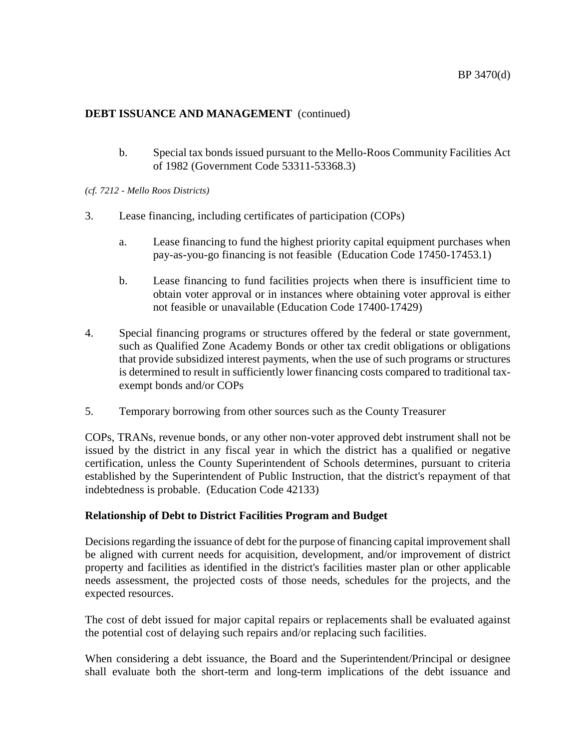**DEBT ISSUANCE AND MANAGEMENT** (continued)

b. Special tax bonds issued pursuant to the Mello-Roos Community Facilities Act of 1982 (Government Code 53311-53368.3)

*(cf. 7212 - Mello Roos Districts)*

3. Lease financing, including certificates of participation (COPs)

    a. Lease financing to fund the highest priority capital equipment purchases when pay-as-you-go financing is not feasible (Education Code 17450-17453.1)

    b. Lease financing to fund facilities projects when there is insufficient time to obtain voter approval or in instances where obtaining voter approval is either not feasible or unavailable (Education Code 17400-17429)

4. Special financing programs or structures offered by the federal or state government, such as Qualified Zone Academy Bonds or other tax credit obligations or obligations that provide subsidized interest payments, when the use of such programs or structures is determined to result in sufficiently lower financing costs compared to traditional tax-exempt bonds and/or COPs

5. Temporary borrowing from other sources such as the County Treasurer

COPs, TRANs, revenue bonds, or any other non-voter approved debt instrument shall not be issued by the district in any fiscal year in which the district has a qualified or negative certification, unless the County Superintendent of Schools determines, pursuant to criteria established by the Superintendent of Public Instruction, that the district's repayment of that indebtedness is probable. (Education Code 42133)

**Relationship of Debt to District Facilities Program and Budget**

Decisions regarding the issuance of debt for the purpose of financing capital improvement shall be aligned with current needs for acquisition, development, and/or improvement of district property and facilities as identified in the district's facilities master plan or other applicable needs assessment, the projected costs of those needs, schedules for the projects, and the expected resources.

The cost of debt issued for major capital repairs or replacements shall be evaluated against the potential cost of delaying such repairs and/or replacing such facilities.

When considering a debt issuance, the Board and the Superintendent/Principal or designee shall evaluate both the short-term and long-term implications of the debt issuance and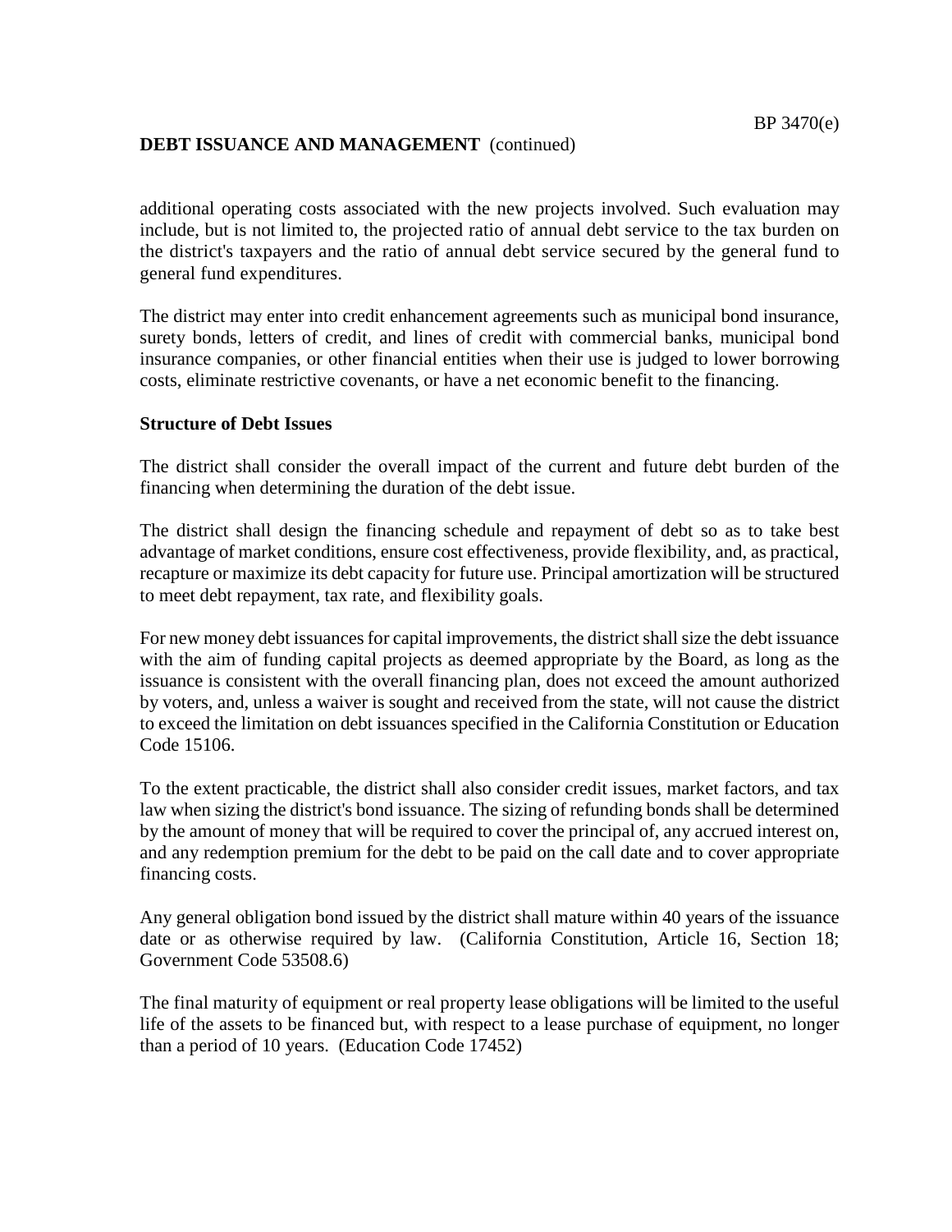additional operating costs associated with the new projects involved. Such evaluation may include, but is not limited to, the projected ratio of annual debt service to the tax burden on the district's taxpayers and the ratio of annual debt service secured by the general fund to general fund expenditures.

The district may enter into credit enhancement agreements such as municipal bond insurance, surety bonds, letters of credit, and lines of credit with commercial banks, municipal bond insurance companies, or other financial entities when their use is judged to lower borrowing costs, eliminate restrictive covenants, or have a net economic benefit to the financing.

**Structure of Debt Issues**

The district shall consider the overall impact of the current and future debt burden of the financing when determining the duration of the debt issue.

The district shall design the financing schedule and repayment of debt so as to take best advantage of market conditions, ensure cost effectiveness, provide flexibility, and, as practical, recapture or maximize its debt capacity for future use. Principal amortization will be structured to meet debt repayment, tax rate, and flexibility goals.

For new money debt issuances for capital improvements, the district shall size the debt issuance with the aim of funding capital projects as deemed appropriate by the Board, as long as the issuance is consistent with the overall financing plan, does not exceed the amount authorized by voters, and, unless a waiver is sought and received from the state, will not cause the district to exceed the limitation on debt issuances specified in the California Constitution or Education Code 15106.

To the extent practicable, the district shall also consider credit issues, market factors, and tax law when sizing the district's bond issuance. The sizing of refunding bonds shall be determined by the amount of money that will be required to cover the principal of, any accrued interest on, and any redemption premium for the debt to be paid on the call date and to cover appropriate financing costs.

Any general obligation bond issued by the district shall mature within 40 years of the issuance date or as otherwise required by law. (California Constitution, Article 16, Section 18; Government Code 53508.6)

The final maturity of equipment or real property lease obligations will be limited to the useful life of the assets to be financed but, with respect to a lease purchase of equipment, no longer than a period of 10 years. (Education Code 17452)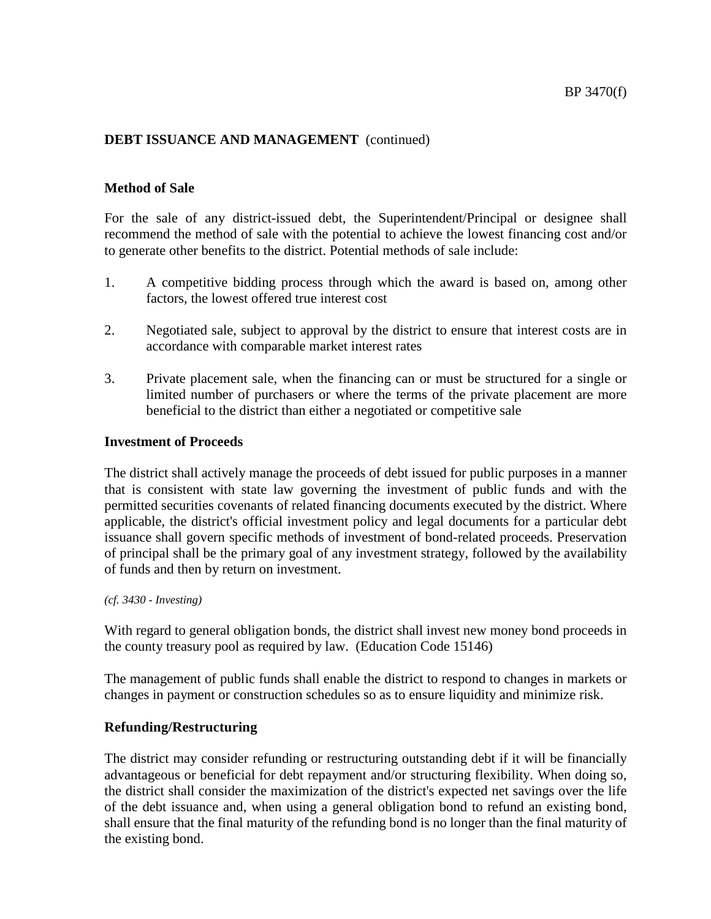**DEBT ISSUANCE AND MANAGEMENT** (continued)

## Method of Sale

For the sale of any district-issued debt, the Superintendent/Principal or designee shall recommend the method of sale with the potential to achieve the lowest financing cost and/or to generate other benefits to the district. Potential methods of sale include:

1. A competitive bidding process through which the award is based on, among other factors, the lowest offered true interest cost

2. Negotiated sale, subject to approval by the district to ensure that interest costs are in accordance with comparable market interest rates

3. Private placement sale, when the financing can or must be structured for a single or limited number of purchasers or where the terms of the private placement are more beneficial to the district than either a negotiated or competitive sale

## Investment of Proceeds

The district shall actively manage the proceeds of debt issued for public purposes in a manner that is consistent with state law governing the investment of public funds and with the permitted securities covenants of related financing documents executed by the district. Where applicable, the district's official investment policy and legal documents for a particular debt issuance shall govern specific methods of investment of bond-related proceeds. Preservation of principal shall be the primary goal of any investment strategy, followed by the availability of funds and then by return on investment.

*(cf. 3430 - Investing)*

With regard to general obligation bonds, the district shall invest new money bond proceeds in the county treasury pool as required by law. (Education Code 15146)

The management of public funds shall enable the district to respond to changes in markets or changes in payment or construction schedules so as to ensure liquidity and minimize risk.

## Refunding/Restructuring

The district may consider refunding or restructuring outstanding debt if it will be financially advantageous or beneficial for debt repayment and/or structuring flexibility. When doing so, the district shall consider the maximization of the district's expected net savings over the life of the debt issuance and, when using a general obligation bond to refund an existing bond, shall ensure that the final maturity of the refunding bond is no longer than the final maturity of the existing bond.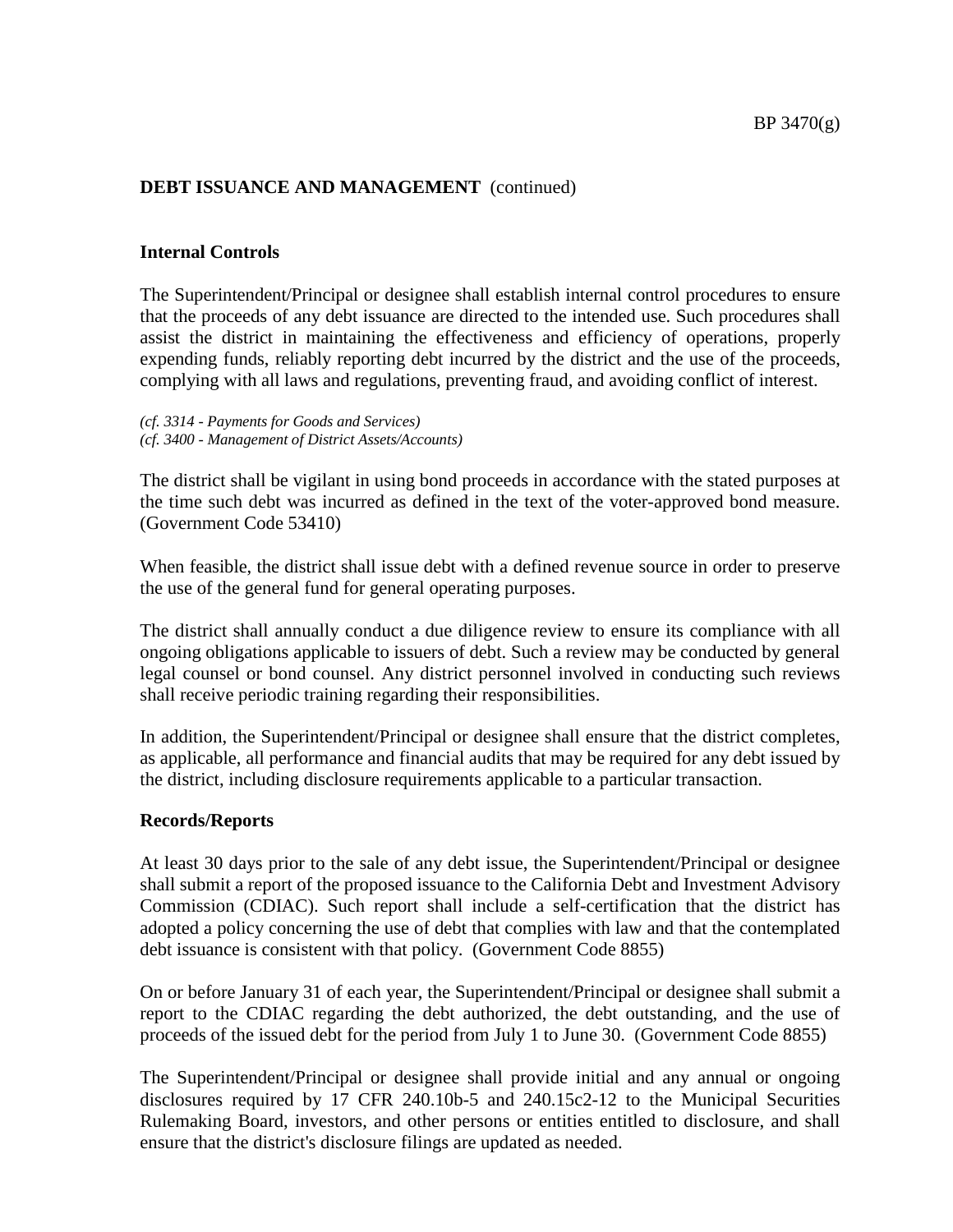**DEBT ISSUANCE AND MANAGEMENT** (continued)

**Internal Controls**

The Superintendent/Principal or designee shall establish internal control procedures to ensure that the proceeds of any debt issuance are directed to the intended use. Such procedures shall assist the district in maintaining the effectiveness and efficiency of operations, properly expending funds, reliably reporting debt incurred by the district and the use of the proceeds, complying with all laws and regulations, preventing fraud, and avoiding conflict of interest.

*(cf. 3314 - Payments for Goods and Services)*
*(cf. 3400 - Management of District Assets/Accounts)*

The district shall be vigilant in using bond proceeds in accordance with the stated purposes at the time such debt was incurred as defined in the text of the voter-approved bond measure. (Government Code 53410)

When feasible, the district shall issue debt with a defined revenue source in order to preserve the use of the general fund for general operating purposes.

The district shall annually conduct a due diligence review to ensure its compliance with all ongoing obligations applicable to issuers of debt. Such a review may be conducted by general legal counsel or bond counsel. Any district personnel involved in conducting such reviews shall receive periodic training regarding their responsibilities.

In addition, the Superintendent/Principal or designee shall ensure that the district completes, as applicable, all performance and financial audits that may be required for any debt issued by the district, including disclosure requirements applicable to a particular transaction.

**Records/Reports**

At least 30 days prior to the sale of any debt issue, the Superintendent/Principal or designee shall submit a report of the proposed issuance to the California Debt and Investment Advisory Commission (CDIAC). Such report shall include a self-certification that the district has adopted a policy concerning the use of debt that complies with law and that the contemplated debt issuance is consistent with that policy. (Government Code 8855)

On or before January 31 of each year, the Superintendent/Principal or designee shall submit a report to the CDIAC regarding the debt authorized, the debt outstanding, and the use of proceeds of the issued debt for the period from July 1 to June 30. (Government Code 8855)

The Superintendent/Principal or designee shall provide initial and any annual or ongoing disclosures required by 17 CFR 240.10b-5 and 240.15c2-12 to the Municipal Securities Rulemaking Board, investors, and other persons or entities entitled to disclosure, and shall ensure that the district's disclosure filings are updated as needed.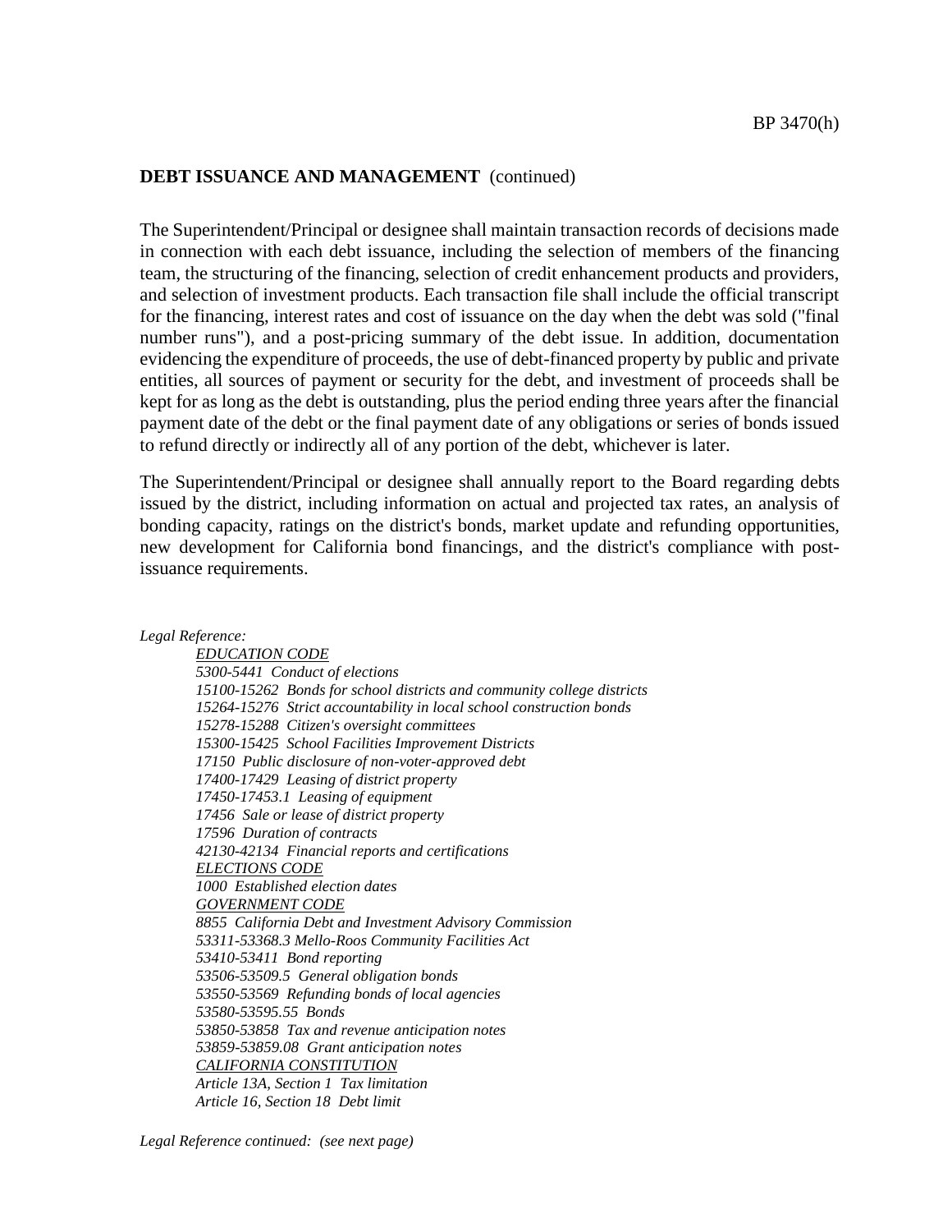**DEBT ISSUANCE AND MANAGEMENT** (continued)

The Superintendent/Principal or designee shall maintain transaction records of decisions made in connection with each debt issuance, including the selection of members of the financing team, the structuring of the financing, selection of credit enhancement products and providers, and selection of investment products. Each transaction file shall include the official transcript for the financing, interest rates and cost of issuance on the day when the debt was sold ("final number runs"), and a post-pricing summary of the debt issue. In addition, documentation evidencing the expenditure of proceeds, the use of debt-financed property by public and private entities, all sources of payment or security for the debt, and investment of proceeds shall be kept for as long as the debt is outstanding, plus the period ending three years after the financial payment date of the debt or the final payment date of any obligations or series of bonds issued to refund directly or indirectly all of any portion of the debt, whichever is later.

The Superintendent/Principal or designee shall annually report to the Board regarding debts issued by the district, including information on actual and projected tax rates, an analysis of bonding capacity, ratings on the district's bonds, market update and refunding opportunities, new development for California bond financings, and the district's compliance with post-issuance requirements.

*Legal Reference:*

*EDUCATION CODE*
*5300-5441 Conduct of elections*
*15100-15262 Bonds for school districts and community college districts*
*15264-15276 Strict accountability in local school construction bonds*
*15278-15288 Citizen's oversight committees*
*15300-15425 School Facilities Improvement Districts*
*17150 Public disclosure of non-voter-approved debt*
*17400-17429 Leasing of district property*
*17450-17453.1 Leasing of equipment*
*17456 Sale or lease of district property*
*17596 Duration of contracts*
*42130-42134 Financial reports and certifications*
*ELECTIONS CODE*
*1000 Established election dates*
*GOVERNMENT CODE*
*8855 California Debt and Investment Advisory Commission*
*53311-53368.3 Mello-Roos Community Facilities Act*
*53410-53411 Bond reporting*
*53506-53509.5 General obligation bonds*
*53550-53569 Refunding bonds of local agencies*
*53580-53595.55 Bonds*
*53850-53858 Tax and revenue anticipation notes*
*53859-53859.08 Grant anticipation notes*
*CALIFORNIA CONSTITUTION*
*Article 13A, Section 1 Tax limitation*
*Article 16, Section 18 Debt limit*

*Legal Reference continued: (see next page)*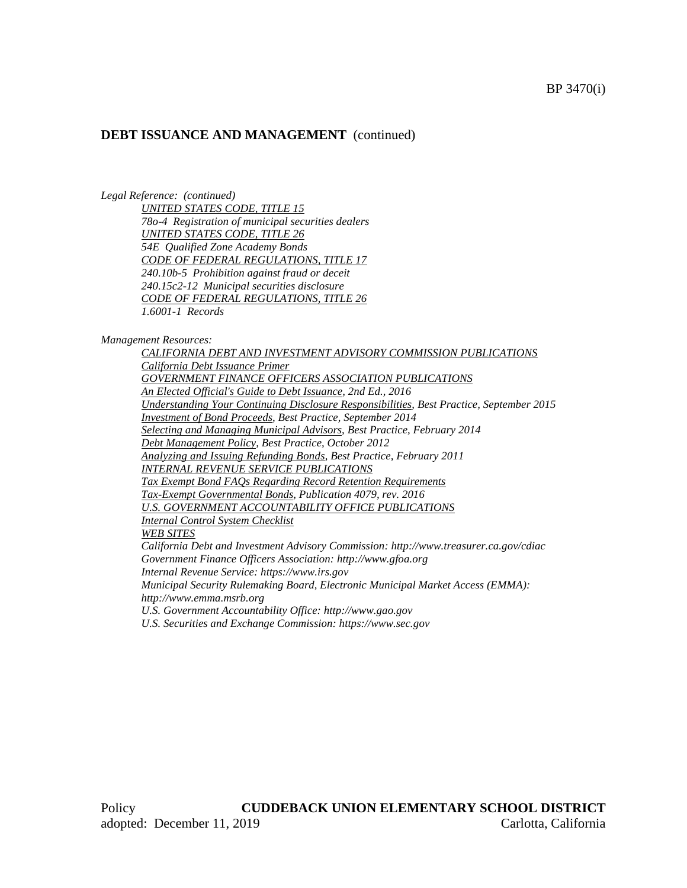**DEBT ISSUANCE AND MANAGEMENT** (continued)

*Legal Reference: (continued)*

*UNITED STATES CODE, TITLE 15*
*78o-4 Registration of municipal securities dealers*
*UNITED STATES CODE, TITLE 26*
*54E Qualified Zone Academy Bonds*
*CODE OF FEDERAL REGULATIONS, TITLE 17*
*240.10b-5 Prohibition against fraud or deceit*
*240.15c2-12 Municipal securities disclosure*
*CODE OF FEDERAL REGULATIONS, TITLE 26*
*1.6001-1 Records*

*Management Resources:*

*CALIFORNIA DEBT AND INVESTMENT ADVISORY COMMISSION PUBLICATIONS*
*California Debt Issuance Primer*
*GOVERNMENT FINANCE OFFICERS ASSOCIATION PUBLICATIONS*
*An Elected Official's Guide to Debt Issuance, 2nd Ed., 2016*
*Understanding Your Continuing Disclosure Responsibilities, Best Practice, September 2015*
*Investment of Bond Proceeds, Best Practice, September 2014*
*Selecting and Managing Municipal Advisors, Best Practice, February 2014*
*Debt Management Policy, Best Practice, October 2012*
*Analyzing and Issuing Refunding Bonds, Best Practice, February 2011*
*INTERNAL REVENUE SERVICE PUBLICATIONS*
*Tax Exempt Bond FAQs Regarding Record Retention Requirements*
*Tax-Exempt Governmental Bonds, Publication 4079, rev. 2016*
*U.S. GOVERNMENT ACCOUNTABILITY OFFICE PUBLICATIONS*
*Internal Control System Checklist*
*WEB SITES*
*California Debt and Investment Advisory Commission: http://www.treasurer.ca.gov/cdiac*
*Government Finance Officers Association: http://www.gfoa.org*
*Internal Revenue Service: https://www.irs.gov*
*Municipal Security Rulemaking Board, Electronic Municipal Market Access (EMMA): http://www.emma.msrb.org*
*U.S. Government Accountability Office: http://www.gao.gov*
*U.S. Securities and Exchange Commission: https://www.sec.gov*

Policy **CUDDEBACK UNION ELEMENTARY SCHOOL DISTRICT**
adopted: December 11, 2019 Carlotta, California